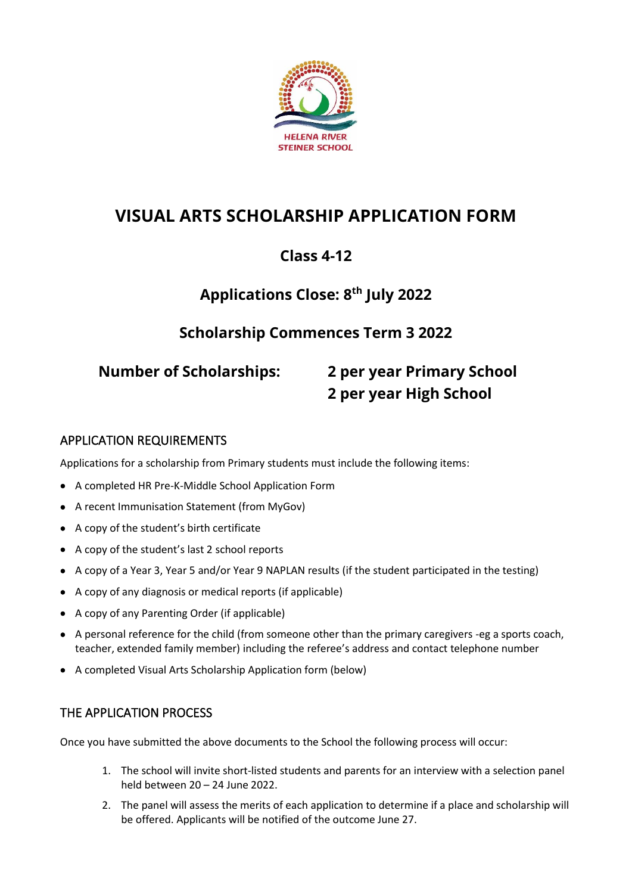HELENA RIVER STEINER SCHOOL

# VISUAL ARTS SCHOLARSHIP APPLICATION FORM

## Class 4-12

## Applications Close: 8th July 2022

## Scholarship Commences Term 3 2022

**Number of Scholarships:** **2 per year Primary School**
**2 per year High School**

### APPLICATION REQUIREMENTS

Applications for a scholarship from Primary students must include the following items:

- A completed HR Pre-K-Middle School Application Form
- A recent Immunisation Statement (from MyGov)
- A copy of the student's birth certificate
- A copy of the student's last 2 school reports
- A copy of a Year 3, Year 5 and/or Year 9 NAPLAN results (if the student participated in the testing)
- A copy of any diagnosis or medical reports (if applicable)
- A copy of any Parenting Order (if applicable)
- A personal reference for the child (from someone other than the primary caregivers -eg a sports coach, teacher, extended family member) including the referee's address and contact telephone number
- A completed Visual Arts Scholarship Application form (below)

### THE APPLICATION PROCESS

Once you have submitted the above documents to the School the following process will occur:

1. The school will invite short-listed students and parents for an interview with a selection panel held between 20 – 24 June 2022.
2. The panel will assess the merits of each application to determine if a place and scholarship will be offered. Applicants will be notified of the outcome June 27.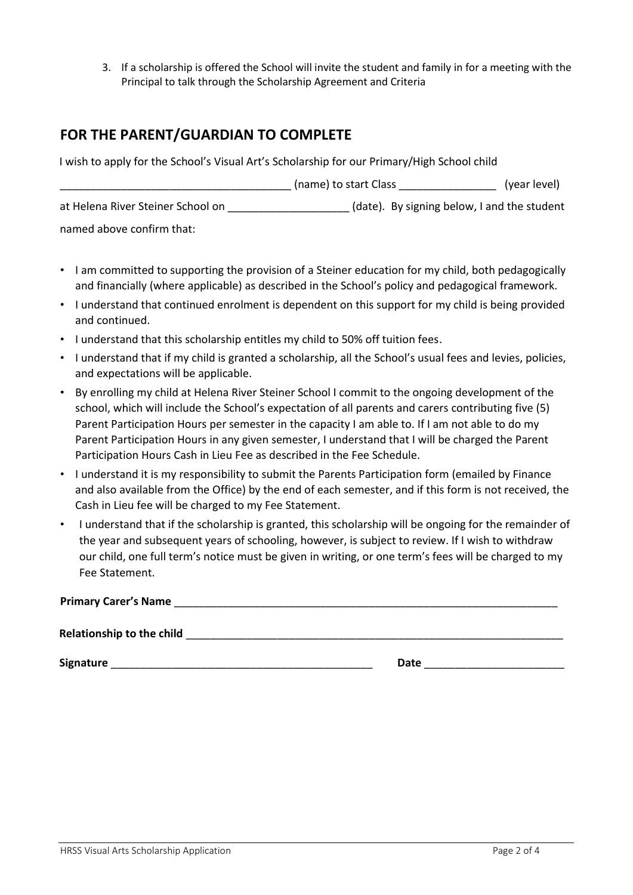3. If a scholarship is offered the School will invite the student and family in for a meeting with the Principal to talk through the Scholarship Agreement and Criteria

## FOR THE PARENT/GUARDIAN TO COMPLETE

I wish to apply for the School's Visual Art's Scholarship for our Primary/High School child

_____________________________________ (name) to start Class ________________ (year level)

at Helena River Steiner School on ____________________ (date). By signing below, I and the student named above confirm that:

- I am committed to supporting the provision of a Steiner education for my child, both pedagogically and financially (where applicable) as described in the School's policy and pedagogical framework.
- I understand that continued enrolment is dependent on this support for my child is being provided and continued.
- I understand that this scholarship entitles my child to 50% off tuition fees.
- I understand that if my child is granted a scholarship, all the School's usual fees and levies, policies, and expectations will be applicable.
- By enrolling my child at Helena River Steiner School I commit to the ongoing development of the school, which will include the School's expectation of all parents and carers contributing five (5) Parent Participation Hours per semester in the capacity I am able to. If I am not able to do my Parent Participation Hours in any given semester, I understand that I will be charged the Parent Participation Hours Cash in Lieu Fee as described in the Fee Schedule.
- I understand it is my responsibility to submit the Parents Participation form (emailed by Finance and also available from the Office) by the end of each semester, and if this form is not received, the Cash in Lieu fee will be charged to my Fee Statement.
- I understand that if the scholarship is granted, this scholarship will be ongoing for the remainder of the year and subsequent years of schooling, however, is subject to review. If I wish to withdraw our child, one full term's notice must be given in writing, or one term's fees will be charged to my Fee Statement.

**Primary Carer's Name** _______________________________________________________________

**Relationship to the child** _____________________________________________________________

**Signature** ___________________________________________ **Date** _______________________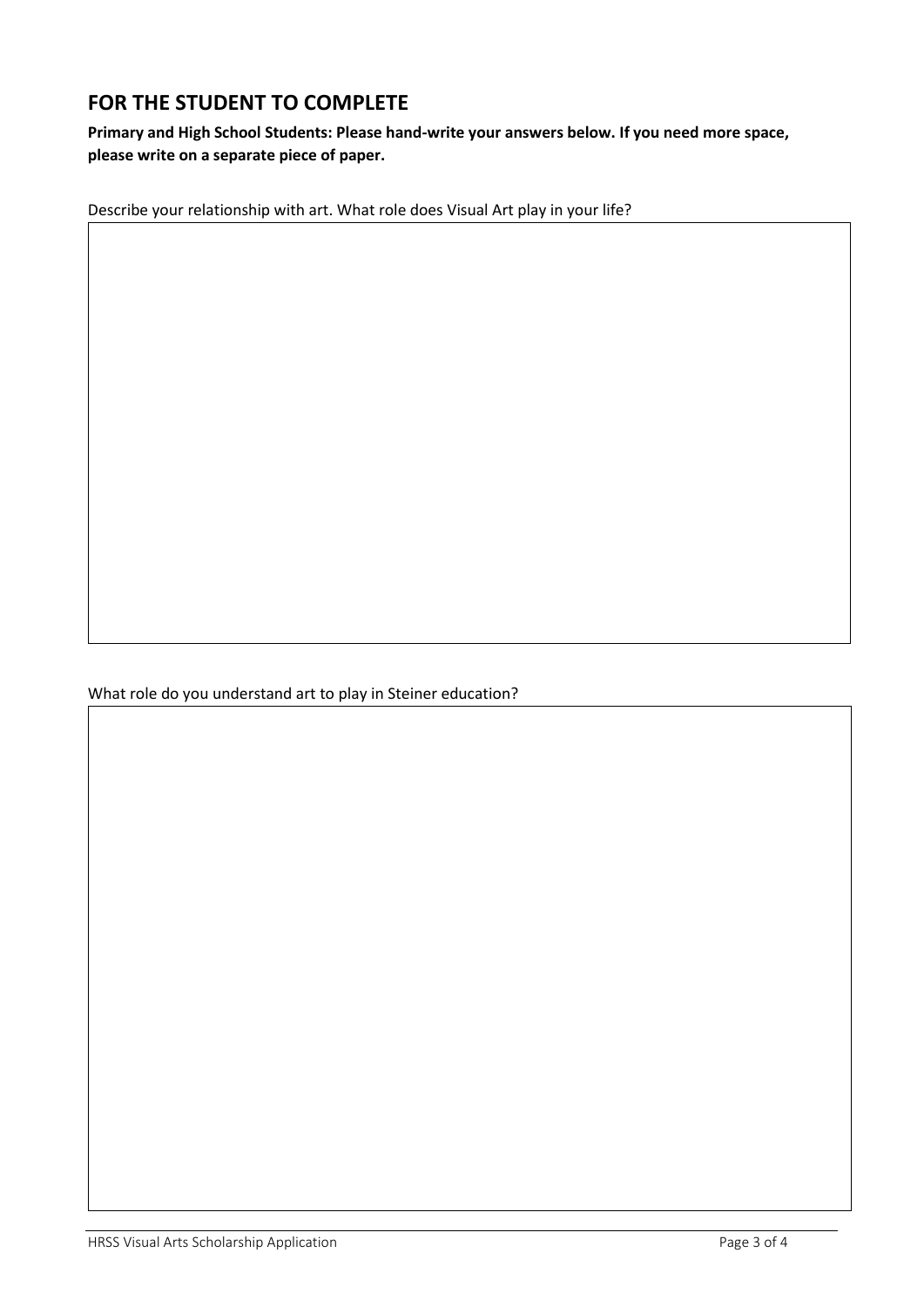## FOR THE STUDENT TO COMPLETE

**Primary and High School Students: Please hand-write your answers below. If you need more space, please write on a separate piece of paper.**

Describe your relationship with art. What role does Visual Art play in your life?

What role do you understand art to play in Steiner education?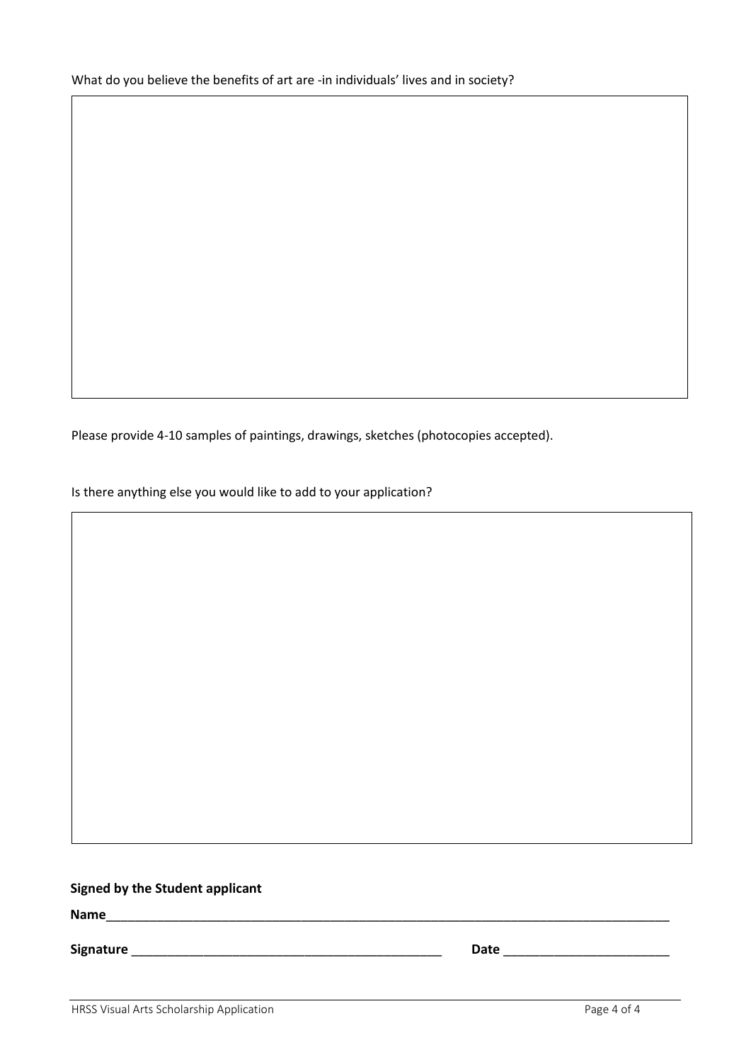What do you believe the benefits of art are -in individuals' lives and in society?

Please provide 4-10 samples of paintings, drawings, sketches (photocopies accepted).

Is there anything else you would like to add to your application?

**Signed by the Student applicant**

**Name**\_\_\_\_\_\_\_\_\_\_\_\_\_\_\_\_\_\_\_\_\_\_\_\_\_\_\_\_\_\_\_\_\_\_\_\_\_\_\_\_\_\_\_\_\_\_\_\_\_\_\_\_\_\_\_\_\_\_\_\_\_\_\_\_\_\_\_\_\_\_\_\_

**Signature** \_\_\_\_\_\_\_\_\_\_\_\_\_\_\_\_\_\_\_\_\_\_\_\_\_\_\_\_\_\_\_\_\_\_\_\_\_\_\_\_\_\_ **Date** \_\_\_\_\_\_\_\_\_\_\_\_\_\_\_\_\_\_\_\_\_\_\_

HRSS Visual Arts Scholarship Application